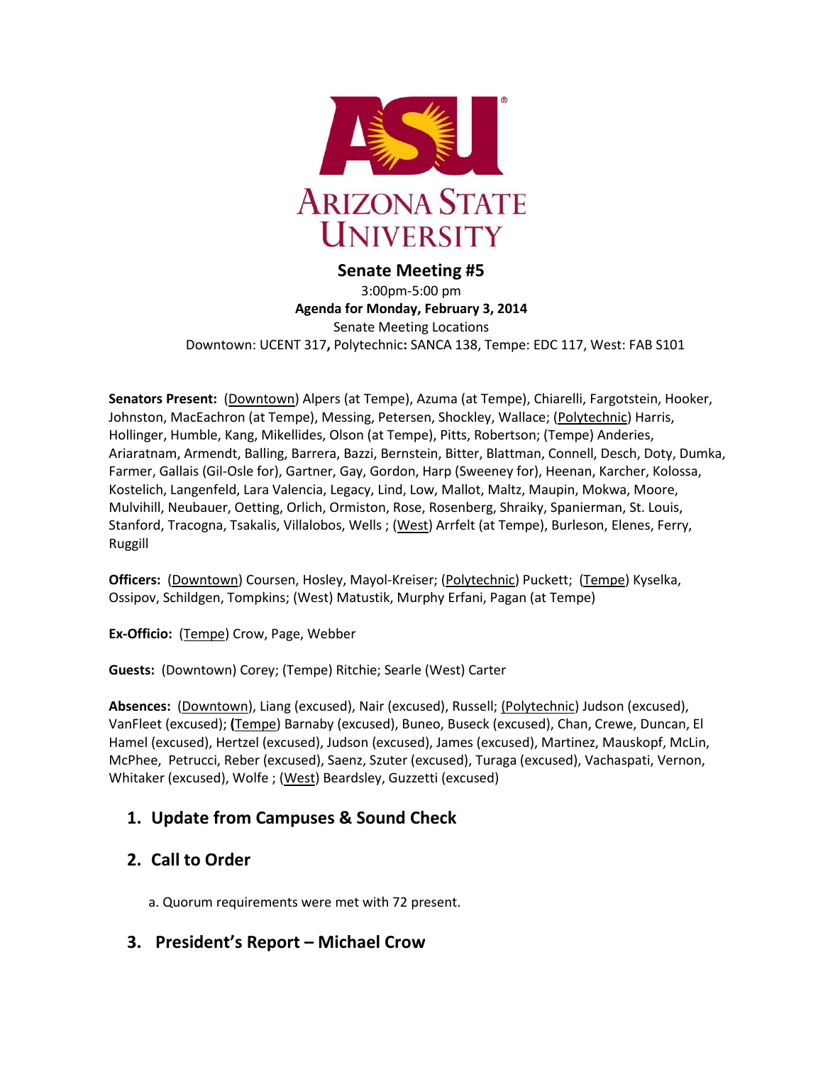# Senate Meeting #5

3:00pm-5:00 pm

**Agenda for Monday, February 3, 2014**

Senate Meeting Locations

Downtown: UCENT 317**,** Polytechnic**:** SANCA 138, Tempe: EDC 117, West: FAB S101

**Senators Present:** (Downtown) Alpers (at Tempe), Azuma (at Tempe), Chiarelli, Fargotstein, Hooker, Johnston, MacEachron (at Tempe), Messing, Petersen, Shockley, Wallace; (Polytechnic) Harris, Hollinger, Humble, Kang, Mikellides, Olson (at Tempe), Pitts, Robertson; (Tempe) Anderies, Ariaratnam, Armendt, Balling, Barrera, Bazzi, Bernstein, Bitter, Blattman, Connell, Desch, Doty, Dumka, Farmer, Gallais (Gil-Osle for), Gartner, Gay, Gordon, Harp (Sweeney for), Heenan, Karcher, Kolossa, Kostelich, Langenfeld, Lara Valencia, Legacy, Lind, Low, Mallot, Maltz, Maupin, Mokwa, Moore, Mulvihill, Neubauer, Oetting, Orlich, Ormiston, Rose, Rosenberg, Shraiky, Spanierman, St. Louis, Stanford, Tracogna, Tsakalis, Villalobos, Wells ; (West) Arrfelt (at Tempe), Burleson, Elenes, Ferry, Ruggill

**Officers:** (Downtown) Coursen, Hosley, Mayol-Kreiser; (Polytechnic) Puckett; (Tempe) Kyselka, Ossipov, Schildgen, Tompkins; (West) Matustik, Murphy Erfani, Pagan (at Tempe)

**Ex-Officio:** (Tempe) Crow, Page, Webber

**Guests:** (Downtown) Corey; (Tempe) Ritchie; Searle (West) Carter

**Absences:** (Downtown), Liang (excused), Nair (excused), Russell; (Polytechnic) Judson (excused), VanFleet (excused); **(**Tempe) Barnaby (excused), Buneo, Buseck (excused), Chan, Crewe, Duncan, El Hamel (excused), Hertzel (excused), Judson (excused), James (excused), Martinez, Mauskopf, McLin, McPhee, Petrucci, Reber (excused), Saenz, Szuter (excused), Turaga (excused), Vachaspati, Vernon, Whitaker (excused), Wolfe ; (West) Beardsley, Guzzetti (excused)

## 1. Update from Campuses & Sound Check

## 2. Call to Order

a. Quorum requirements were met with 72 present.

## 3. President's Report – Michael Crow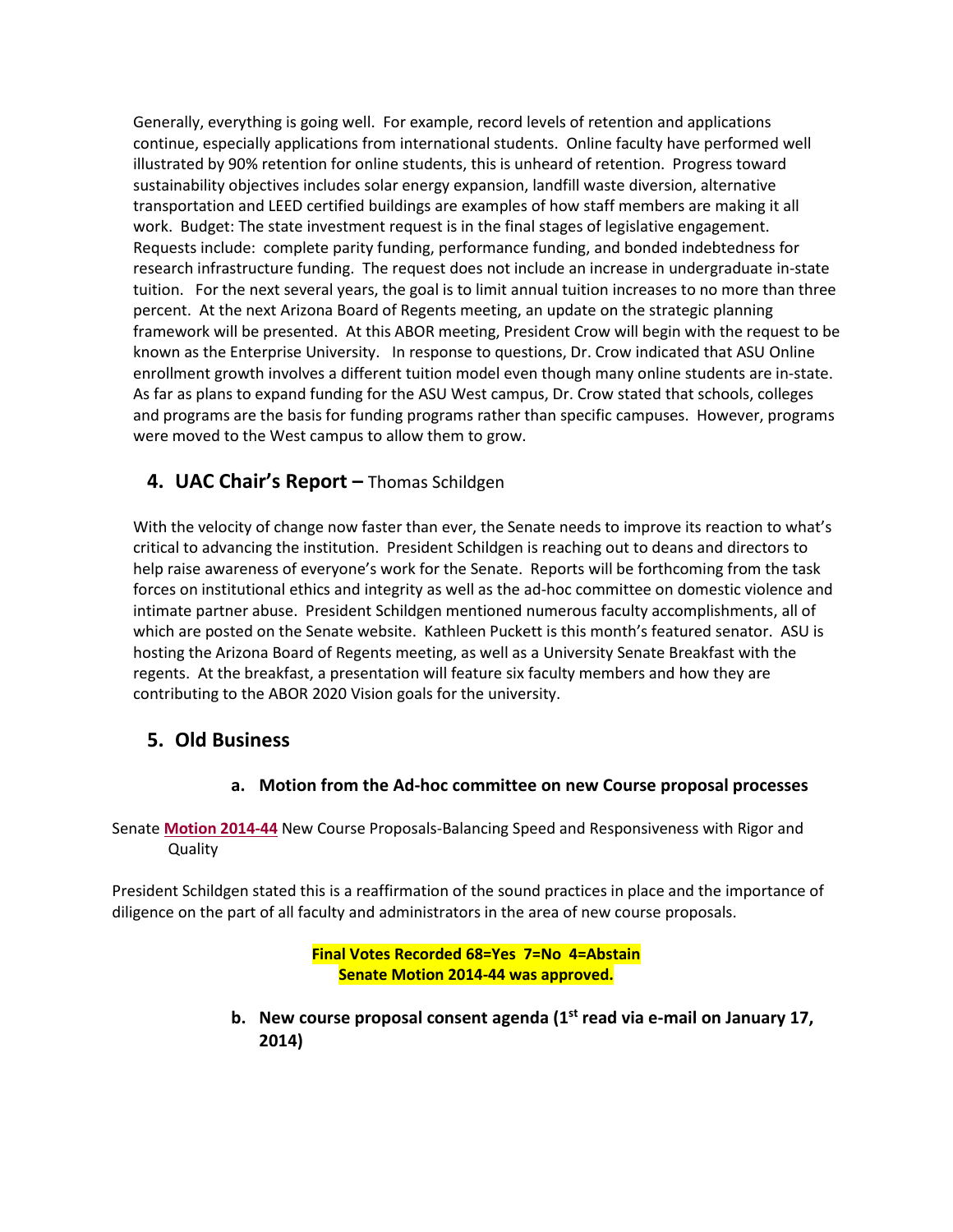Generally, everything is going well. For example, record levels of retention and applications continue, especially applications from international students. Online faculty have performed well illustrated by 90% retention for online students, this is unheard of retention. Progress toward sustainability objectives includes solar energy expansion, landfill waste diversion, alternative transportation and LEED certified buildings are examples of how staff members are making it all work. Budget: The state investment request is in the final stages of legislative engagement. Requests include: complete parity funding, performance funding, and bonded indebtedness for research infrastructure funding. The request does not include an increase in undergraduate in-state tuition. For the next several years, the goal is to limit annual tuition increases to no more than three percent. At the next Arizona Board of Regents meeting, an update on the strategic planning framework will be presented. At this ABOR meeting, President Crow will begin with the request to be known as the Enterprise University. In response to questions, Dr. Crow indicated that ASU Online enrollment growth involves a different tuition model even though many online students are in-state. As far as plans to expand funding for the ASU West campus, Dr. Crow stated that schools, colleges and programs are the basis for funding programs rather than specific campuses. However, programs were moved to the West campus to allow them to grow.

## 4. UAC Chair's Report – Thomas Schildgen

With the velocity of change now faster than ever, the Senate needs to improve its reaction to what's critical to advancing the institution. President Schildgen is reaching out to deans and directors to help raise awareness of everyone's work for the Senate. Reports will be forthcoming from the task forces on institutional ethics and integrity as well as the ad-hoc committee on domestic violence and intimate partner abuse. President Schildgen mentioned numerous faculty accomplishments, all of which are posted on the Senate website. Kathleen Puckett is this month's featured senator. ASU is hosting the Arizona Board of Regents meeting, as well as a University Senate Breakfast with the regents. At the breakfast, a presentation will feature six faculty members and how they are contributing to the ABOR 2020 Vision goals for the university.

## 5. Old Business

### a. Motion from the Ad-hoc committee on new Course proposal processes

Senate **Motion 2014-44** New Course Proposals-Balancing Speed and Responsiveness with Rigor and Quality

President Schildgen stated this is a reaffirmation of the sound practices in place and the importance of diligence on the part of all faculty and administrators in the area of new course proposals.

**Final Votes Recorded 68=Yes 7=No 4=Abstain**
**Senate Motion 2014-44 was approved.**

### b. New course proposal consent agenda (1st read via e-mail on January 17, 2014)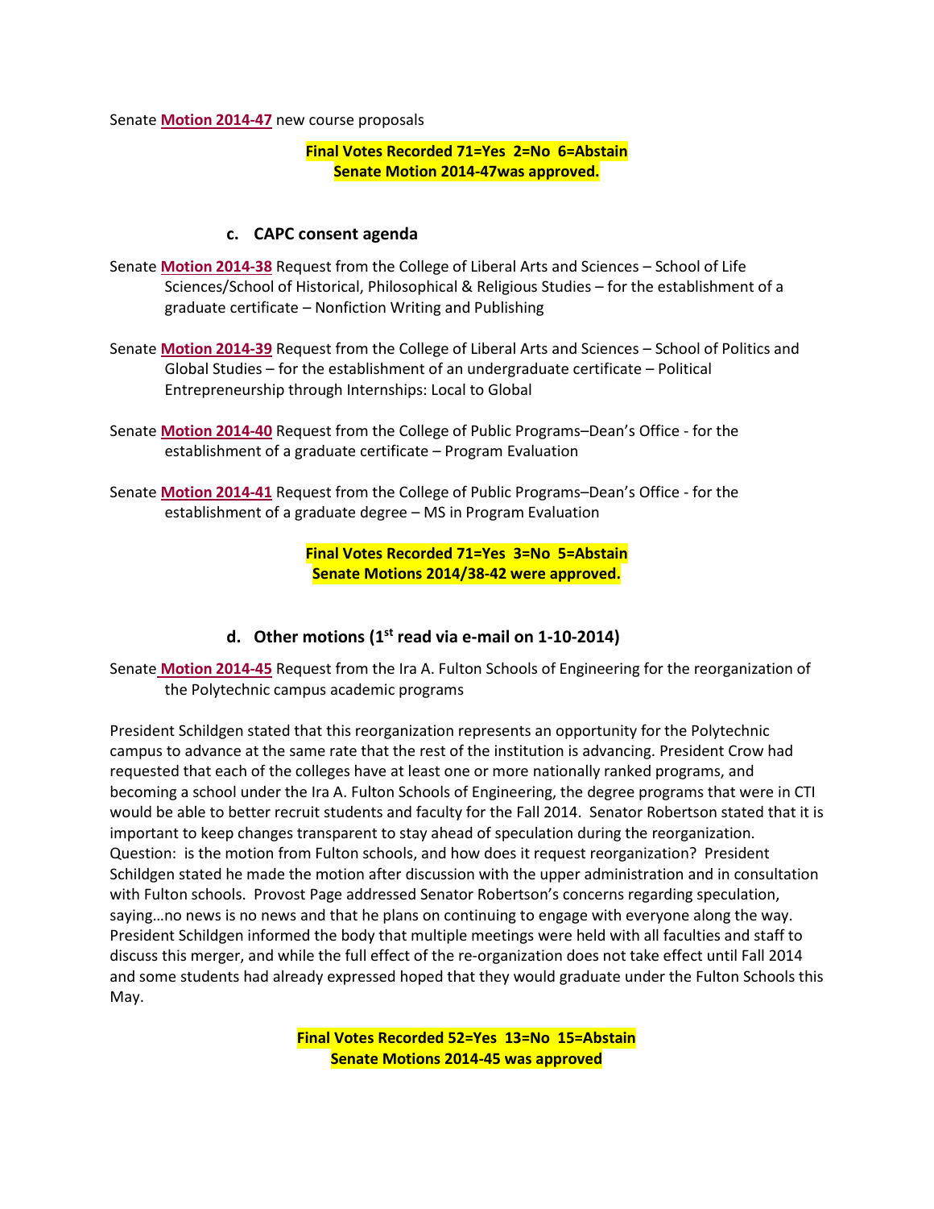Senate **Motion 2014-47** new course proposals

**Final Votes Recorded 71=Yes 2=No 6=Abstain**
**Senate Motion 2014-47was approved.**

### c. CAPC consent agenda

Senate **Motion 2014-38** Request from the College of Liberal Arts and Sciences – School of Life Sciences/School of Historical, Philosophical & Religious Studies – for the establishment of a graduate certificate – Nonfiction Writing and Publishing

Senate **Motion 2014-39** Request from the College of Liberal Arts and Sciences – School of Politics and Global Studies – for the establishment of an undergraduate certificate – Political Entrepreneurship through Internships: Local to Global

Senate **Motion 2014-40** Request from the College of Public Programs–Dean's Office - for the establishment of a graduate certificate – Program Evaluation

Senate **Motion 2014-41** Request from the College of Public Programs–Dean's Office - for the establishment of a graduate degree – MS in Program Evaluation

**Final Votes Recorded 71=Yes 3=No 5=Abstain**
**Senate Motions 2014/38-42 were approved.**

### d. Other motions (1st read via e-mail on 1-10-2014)

Senate **Motion 2014-45** Request from the Ira A. Fulton Schools of Engineering for the reorganization of the Polytechnic campus academic programs

President Schildgen stated that this reorganization represents an opportunity for the Polytechnic campus to advance at the same rate that the rest of the institution is advancing. President Crow had requested that each of the colleges have at least one or more nationally ranked programs, and becoming a school under the Ira A. Fulton Schools of Engineering, the degree programs that were in CTI would be able to better recruit students and faculty for the Fall 2014. Senator Robertson stated that it is important to keep changes transparent to stay ahead of speculation during the reorganization. Question: is the motion from Fulton schools, and how does it request reorganization? President Schildgen stated he made the motion after discussion with the upper administration and in consultation with Fulton schools. Provost Page addressed Senator Robertson's concerns regarding speculation, saying…no news is no news and that he plans on continuing to engage with everyone along the way. President Schildgen informed the body that multiple meetings were held with all faculties and staff to discuss this merger, and while the full effect of the re-organization does not take effect until Fall 2014 and some students had already expressed hoped that they would graduate under the Fulton Schools this May.

**Final Votes Recorded 52=Yes 13=No 15=Abstain**
**Senate Motions 2014-45 was approved**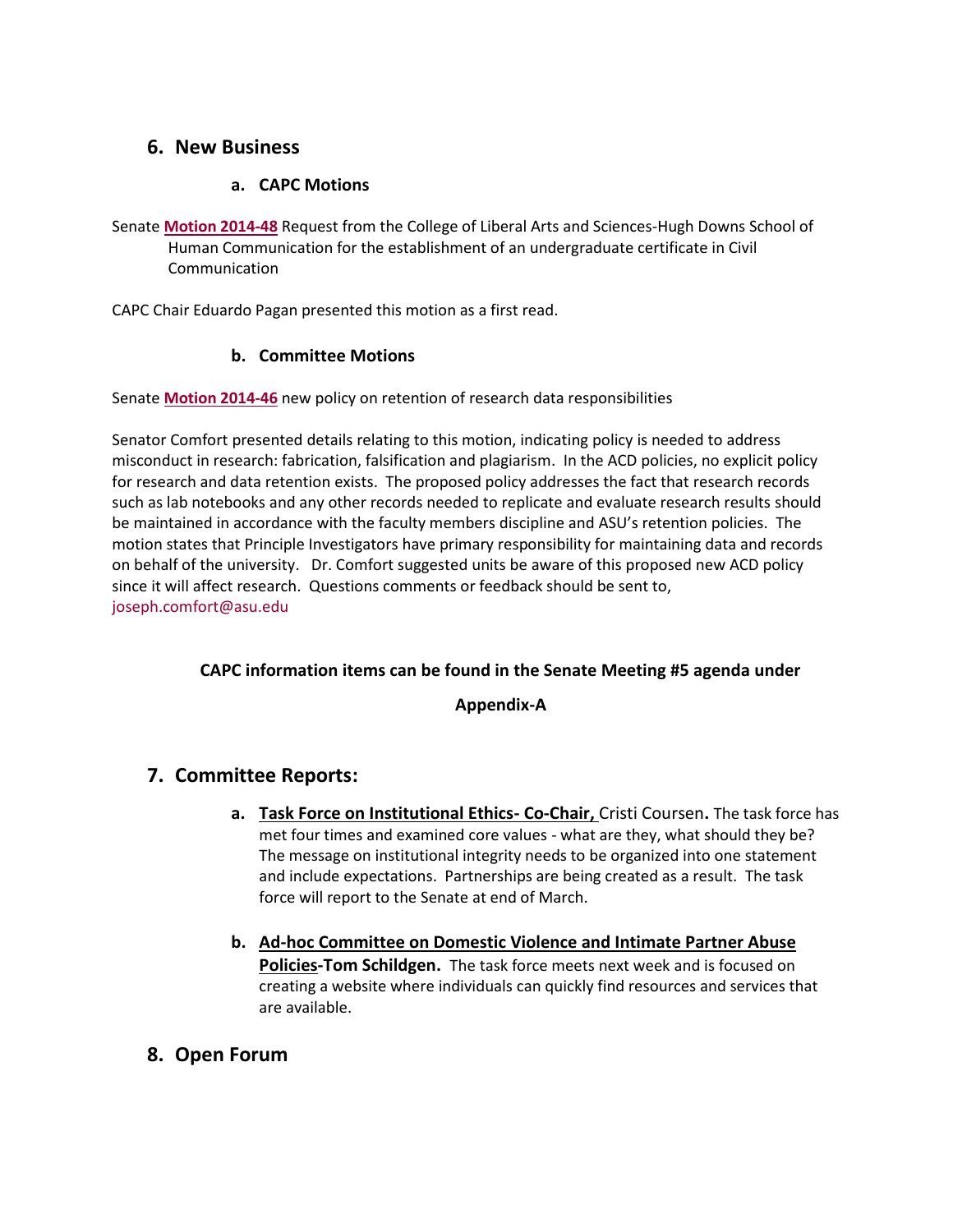## 6. New Business

### a. CAPC Motions

Senate **Motion 2014-48** Request from the College of Liberal Arts and Sciences-Hugh Downs School of Human Communication for the establishment of an undergraduate certificate in Civil Communication

CAPC Chair Eduardo Pagan presented this motion as a first read.

### b. Committee Motions

Senate **Motion 2014-46** new policy on retention of research data responsibilities

Senator Comfort presented details relating to this motion, indicating policy is needed to address misconduct in research: fabrication, falsification and plagiarism. In the ACD policies, no explicit policy for research and data retention exists. The proposed policy addresses the fact that research records such as lab notebooks and any other records needed to replicate and evaluate research results should be maintained in accordance with the faculty members discipline and ASU's retention policies. The motion states that Principle Investigators have primary responsibility for maintaining data and records on behalf of the university. Dr. Comfort suggested units be aware of this proposed new ACD policy since it will affect research. Questions comments or feedback should be sent to, joseph.comfort@asu.edu

**CAPC information items can be found in the Senate Meeting #5 agenda under Appendix-A**

## 7. Committee Reports:

a. **Task Force on Institutional Ethics- Co-Chair,** Cristi Coursen**.** The task force has met four times and examined core values - what are they, what should they be? The message on institutional integrity needs to be organized into one statement and include expectations. Partnerships are being created as a result. The task force will report to the Senate at end of March.

b. **Ad-hoc Committee on Domestic Violence and Intimate Partner Abuse Policies-Tom Schildgen.** The task force meets next week and is focused on creating a website where individuals can quickly find resources and services that are available.

## 8. Open Forum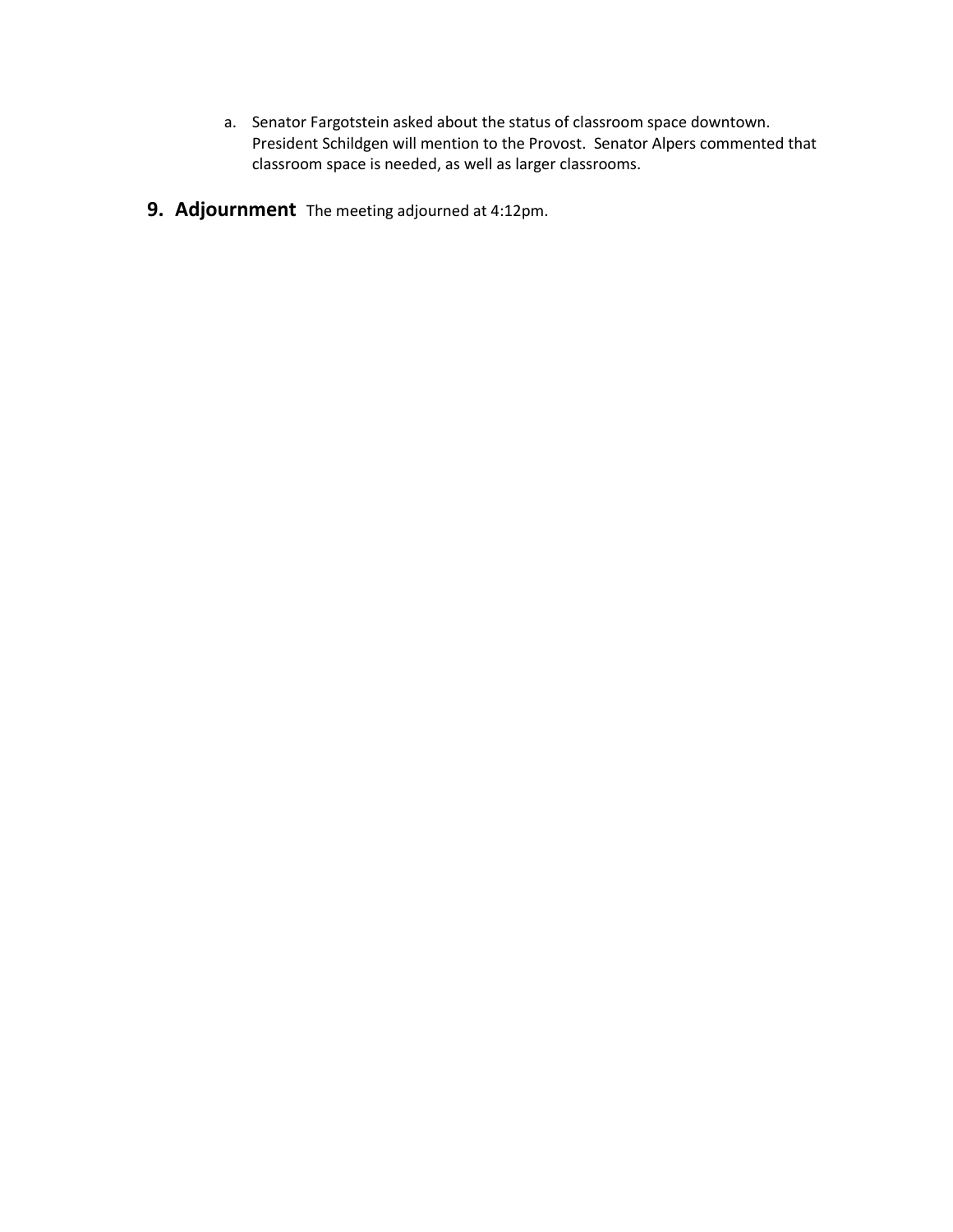a. Senator Fargotstein asked about the status of classroom space downtown. President Schildgen will mention to the Provost. Senator Alpers commented that classroom space is needed, as well as larger classrooms.

## 9. Adjournment

The meeting adjourned at 4:12pm.